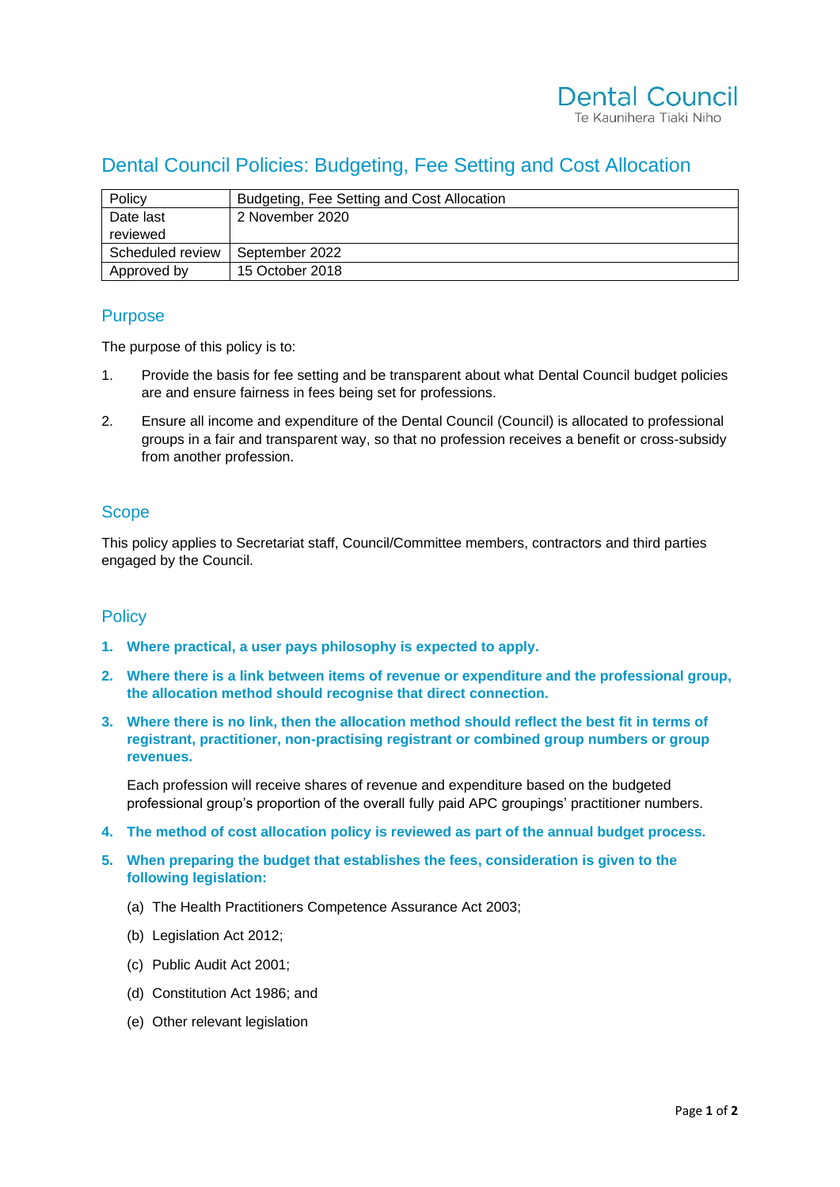Dental Council
Te Kaunihera Tiaki Niho

# Dental Council Policies: Budgeting, Fee Setting and Cost Allocation

| Policy | Budgeting, Fee Setting and Cost Allocation |
|---|---|
| Date last reviewed | 2 November 2020 |
| Scheduled review | September 2022 |
| Approved by | 15 October 2018 |

## Purpose

The purpose of this policy is to:

1. Provide the basis for fee setting and be transparent about what Dental Council budget policies are and ensure fairness in fees being set for professions.
2. Ensure all income and expenditure of the Dental Council (Council) is allocated to professional groups in a fair and transparent way, so that no profession receives a benefit or cross-subsidy from another profession.

## Scope

This policy applies to Secretariat staff, Council/Committee members, contractors and third parties engaged by the Council.

## Policy

1. **Where practical, a user pays philosophy is expected to apply.**
2. **Where there is a link between items of revenue or expenditure and the professional group, the allocation method should recognise that direct connection.**
3. **Where there is no link, then the allocation method should reflect the best fit in terms of registrant, practitioner, non-practising registrant or combined group numbers or group revenues.**

   Each profession will receive shares of revenue and expenditure based on the budgeted professional group's proportion of the overall fully paid APC groupings' practitioner numbers.

4. **The method of cost allocation policy is reviewed as part of the annual budget process.**
5. **When preparing the budget that establishes the fees, consideration is given to the following legislation:**

   (a) The Health Practitioners Competence Assurance Act 2003;

   (b) Legislation Act 2012;

   (c) Public Audit Act 2001;

   (d) Constitution Act 1986; and

   (e) Other relevant legislation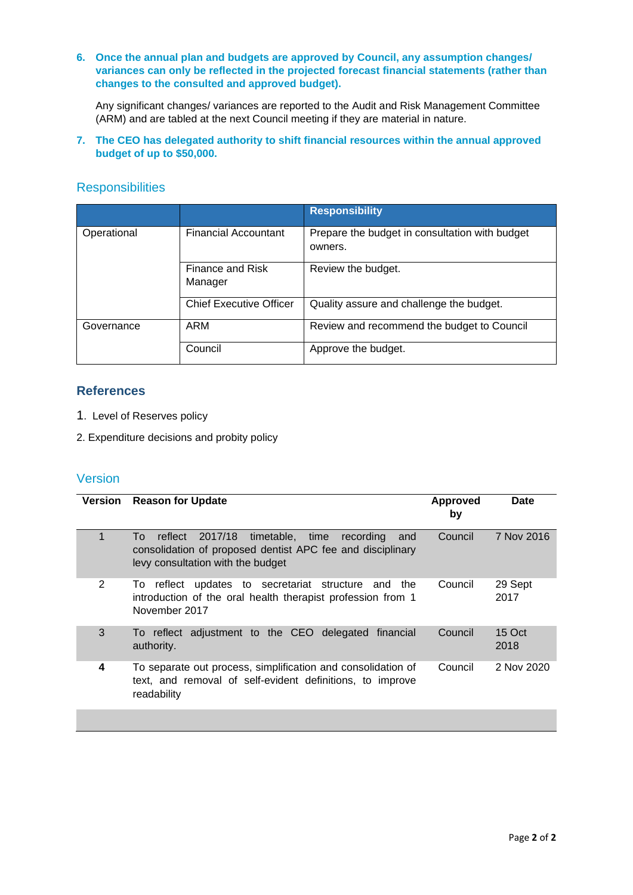6. **Once the annual plan and budgets are approved by Council, any assumption changes/ variances can only be reflected in the projected forecast financial statements (rather than changes to the consulted and approved budget).**

   Any significant changes/ variances are reported to the Audit and Risk Management Committee (ARM) and are tabled at the next Council meeting if they are material in nature.

7. **The CEO has delegated authority to shift financial resources within the annual approved budget of up to $50,000.**

## Responsibilities

| | | Responsibility |
|---|---|---|
| Operational | Financial Accountant | Prepare the budget in consultation with budget owners. |
| | Finance and Risk Manager | Review the budget. |
| | Chief Executive Officer | Quality assure and challenge the budget. |
| Governance | ARM | Review and recommend the budget to Council |
| | Council | Approve the budget. |

## References

1. Level of Reserves policy
2. Expenditure decisions and probity policy

## Version

| Version | Reason for Update | Approved by | Date |
|---|---|---|---|
| 1 | To reflect 2017/18 timetable, time recording and consolidation of proposed dentist APC fee and disciplinary levy consultation with the budget | Council | 7 Nov 2016 |
| 2 | To reflect updates to secretariat structure and the introduction of the oral health therapist profession from 1 November 2017 | Council | 29 Sept 2017 |
| 3 | To reflect adjustment to the CEO delegated financial authority. | Council | 15 Oct 2018 |
| **4** | To separate out process, simplification and consolidation of text, and removal of self-evident definitions, to improve readability | Council | 2 Nov 2020 |
| | | | |